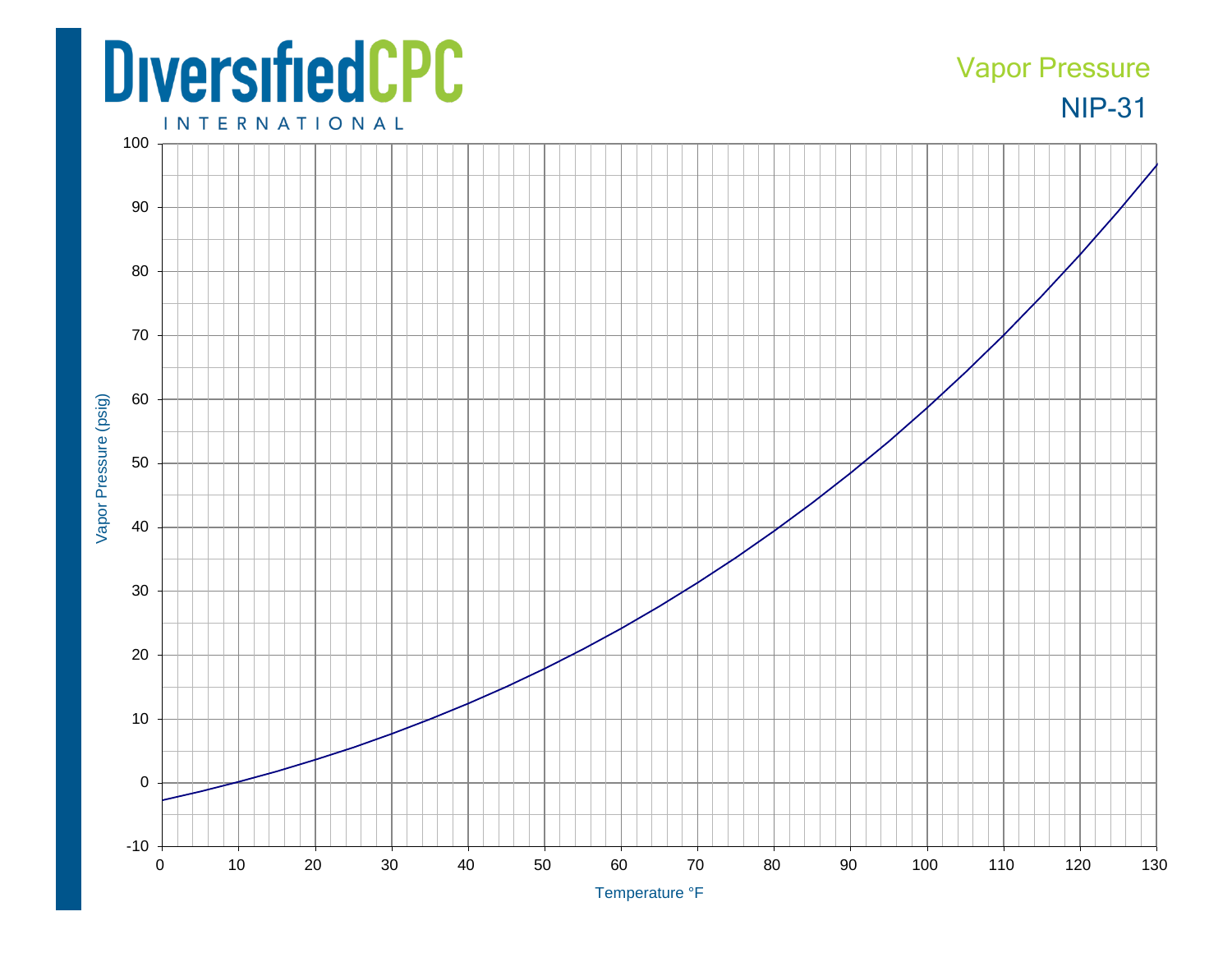# DiversifiedCPC

INTERNATIONAL

## Vapor Pressure

## NIP-31

Vapor Pressure (psig)

100
90
80
70
60
50
40
30
20
10
0
-10

0 10 20 30 40 50 60 70 80 90 100 110 120 130

Temperature °F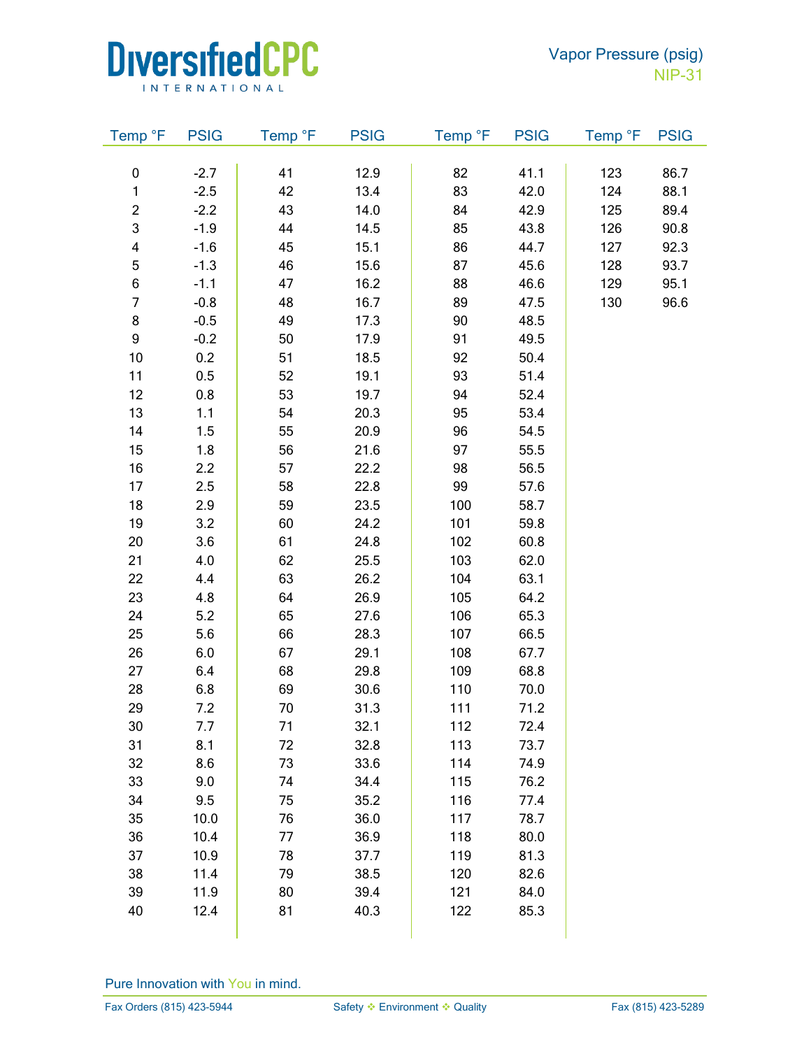DiversifiedCPC INTERNATIONAL

Vapor Pressure (psig)
NIP-31

| Temp °F | PSIG | Temp °F | PSIG | Temp °F | PSIG | Temp °F | PSIG |
|---|---|---|---|---|---|---|---|
| 0 | -2.7 | 41 | 12.9 | 82 | 41.1 | 123 | 86.7 |
| 1 | -2.5 | 42 | 13.4 | 83 | 42.0 | 124 | 88.1 |
| 2 | -2.2 | 43 | 14.0 | 84 | 42.9 | 125 | 89.4 |
| 3 | -1.9 | 44 | 14.5 | 85 | 43.8 | 126 | 90.8 |
| 4 | -1.6 | 45 | 15.1 | 86 | 44.7 | 127 | 92.3 |
| 5 | -1.3 | 46 | 15.6 | 87 | 45.6 | 128 | 93.7 |
| 6 | -1.1 | 47 | 16.2 | 88 | 46.6 | 129 | 95.1 |
| 7 | -0.8 | 48 | 16.7 | 89 | 47.5 | 130 | 96.6 |
| 8 | -0.5 | 49 | 17.3 | 90 | 48.5 | | |
| 9 | -0.2 | 50 | 17.9 | 91 | 49.5 | | |
| 10 | 0.2 | 51 | 18.5 | 92 | 50.4 | | |
| 11 | 0.5 | 52 | 19.1 | 93 | 51.4 | | |
| 12 | 0.8 | 53 | 19.7 | 94 | 52.4 | | |
| 13 | 1.1 | 54 | 20.3 | 95 | 53.4 | | |
| 14 | 1.5 | 55 | 20.9 | 96 | 54.5 | | |
| 15 | 1.8 | 56 | 21.6 | 97 | 55.5 | | |
| 16 | 2.2 | 57 | 22.2 | 98 | 56.5 | | |
| 17 | 2.5 | 58 | 22.8 | 99 | 57.6 | | |
| 18 | 2.9 | 59 | 23.5 | 100 | 58.7 | | |
| 19 | 3.2 | 60 | 24.2 | 101 | 59.8 | | |
| 20 | 3.6 | 61 | 24.8 | 102 | 60.8 | | |
| 21 | 4.0 | 62 | 25.5 | 103 | 62.0 | | |
| 22 | 4.4 | 63 | 26.2 | 104 | 63.1 | | |
| 23 | 4.8 | 64 | 26.9 | 105 | 64.2 | | |
| 24 | 5.2 | 65 | 27.6 | 106 | 65.3 | | |
| 25 | 5.6 | 66 | 28.3 | 107 | 66.5 | | |
| 26 | 6.0 | 67 | 29.1 | 108 | 67.7 | | |
| 27 | 6.4 | 68 | 29.8 | 109 | 68.8 | | |
| 28 | 6.8 | 69 | 30.6 | 110 | 70.0 | | |
| 29 | 7.2 | 70 | 31.3 | 111 | 71.2 | | |
| 30 | 7.7 | 71 | 32.1 | 112 | 72.4 | | |
| 31 | 8.1 | 72 | 32.8 | 113 | 73.7 | | |
| 32 | 8.6 | 73 | 33.6 | 114 | 74.9 | | |
| 33 | 9.0 | 74 | 34.4 | 115 | 76.2 | | |
| 34 | 9.5 | 75 | 35.2 | 116 | 77.4 | | |
| 35 | 10.0 | 76 | 36.0 | 117 | 78.7 | | |
| 36 | 10.4 | 77 | 36.9 | 118 | 80.0 | | |
| 37 | 10.9 | 78 | 37.7 | 119 | 81.3 | | |
| 38 | 11.4 | 79 | 38.5 | 120 | 82.6 | | |
| 39 | 11.9 | 80 | 39.4 | 121 | 84.0 | | |
| 40 | 12.4 | 81 | 40.3 | 122 | 85.3 | | |

Pure Innovation with You in mind.

Fax Orders (815) 423-5944 — Safety ❖ Environment ❖ Quality — Fax (815) 423-5289